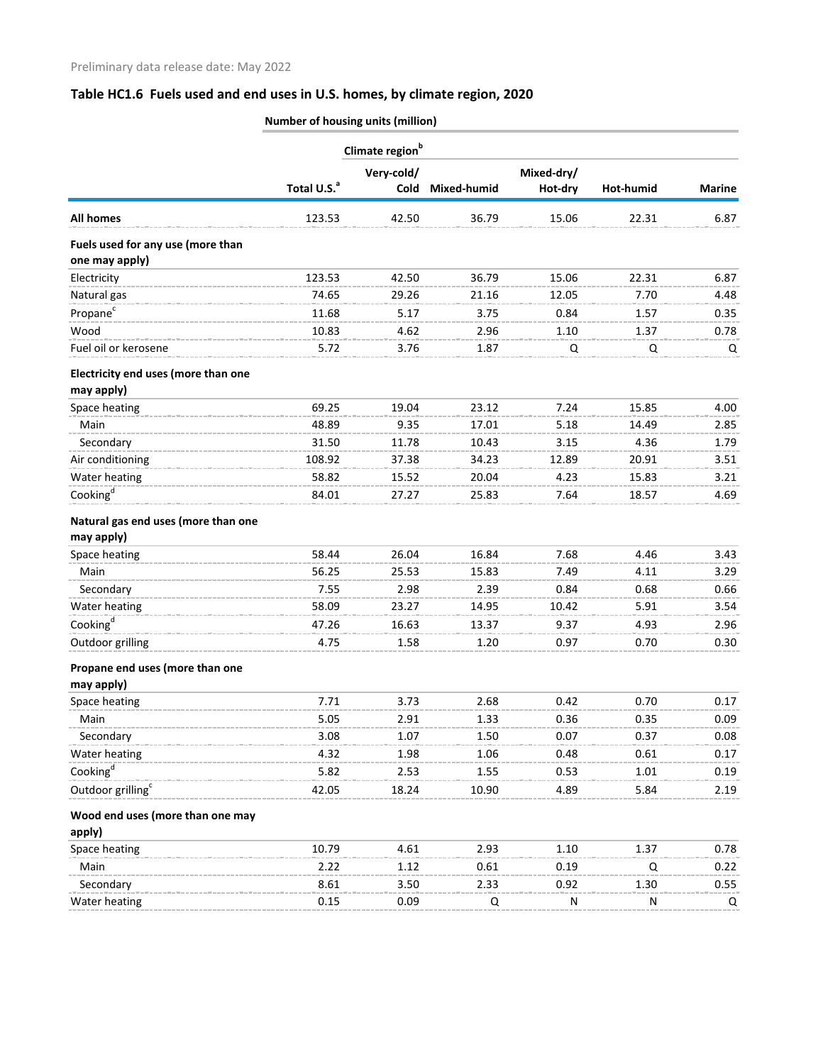Preliminary data release date: May 2022

## Table HC1.6 Fuels used and end uses in U.S. homes, by climate region, 2020

| | Number of housing units (million) | | | | | |
|---|---|---|---|---|---|---|
| | | Climate region[b] | | | | |
| | Total U.S.[a] | Very-cold/ Cold | Mixed-humid | Mixed-dry/ Hot-dry | Hot-humid | Marine |
| **All homes** | 123.53 | 42.50 | 36.79 | 15.06 | 22.31 | 6.87 |
| **Fuels used for any use (more than one may apply)** | | | | | | |
| Electricity | 123.53 | 42.50 | 36.79 | 15.06 | 22.31 | 6.87 |
| Natural gas | 74.65 | 29.26 | 21.16 | 12.05 | 7.70 | 4.48 |
| Propane[c] | 11.68 | 5.17 | 3.75 | 0.84 | 1.57 | 0.35 |
| Wood | 10.83 | 4.62 | 2.96 | 1.10 | 1.37 | 0.78 |
| Fuel oil or kerosene | 5.72 | 3.76 | 1.87 | Q | Q | Q |
| **Electricity end uses (more than one may apply)** | | | | | | |
| Space heating | 69.25 | 19.04 | 23.12 | 7.24 | 15.85 | 4.00 |
| Main | 48.89 | 9.35 | 17.01 | 5.18 | 14.49 | 2.85 |
| Secondary | 31.50 | 11.78 | 10.43 | 3.15 | 4.36 | 1.79 |
| Air conditioning | 108.92 | 37.38 | 34.23 | 12.89 | 20.91 | 3.51 |
| Water heating | 58.82 | 15.52 | 20.04 | 4.23 | 15.83 | 3.21 |
| Cooking[d] | 84.01 | 27.27 | 25.83 | 7.64 | 18.57 | 4.69 |
| **Natural gas end uses (more than one may apply)** | | | | | | |
| Space heating | 58.44 | 26.04 | 16.84 | 7.68 | 4.46 | 3.43 |
| Main | 56.25 | 25.53 | 15.83 | 7.49 | 4.11 | 3.29 |
| Secondary | 7.55 | 2.98 | 2.39 | 0.84 | 0.68 | 0.66 |
| Water heating | 58.09 | 23.27 | 14.95 | 10.42 | 5.91 | 3.54 |
| Cooking[d] | 47.26 | 16.63 | 13.37 | 9.37 | 4.93 | 2.96 |
| Outdoor grilling | 4.75 | 1.58 | 1.20 | 0.97 | 0.70 | 0.30 |
| **Propane end uses (more than one may apply)** | | | | | | |
| Space heating | 7.71 | 3.73 | 2.68 | 0.42 | 0.70 | 0.17 |
| Main | 5.05 | 2.91 | 1.33 | 0.36 | 0.35 | 0.09 |
| Secondary | 3.08 | 1.07 | 1.50 | 0.07 | 0.37 | 0.08 |
| Water heating | 4.32 | 1.98 | 1.06 | 0.48 | 0.61 | 0.17 |
| Cooking[d] | 5.82 | 2.53 | 1.55 | 0.53 | 1.01 | 0.19 |
| Outdoor grilling[c] | 42.05 | 18.24 | 10.90 | 4.89 | 5.84 | 2.19 |
| **Wood end uses (more than one may apply)** | | | | | | |
| Space heating | 10.79 | 4.61 | 2.93 | 1.10 | 1.37 | 0.78 |
| Main | 2.22 | 1.12 | 0.61 | 0.19 | Q | 0.22 |
| Secondary | 8.61 | 3.50 | 2.33 | 0.92 | 1.30 | 0.55 |
| Water heating | 0.15 | 0.09 | Q | N | N | Q |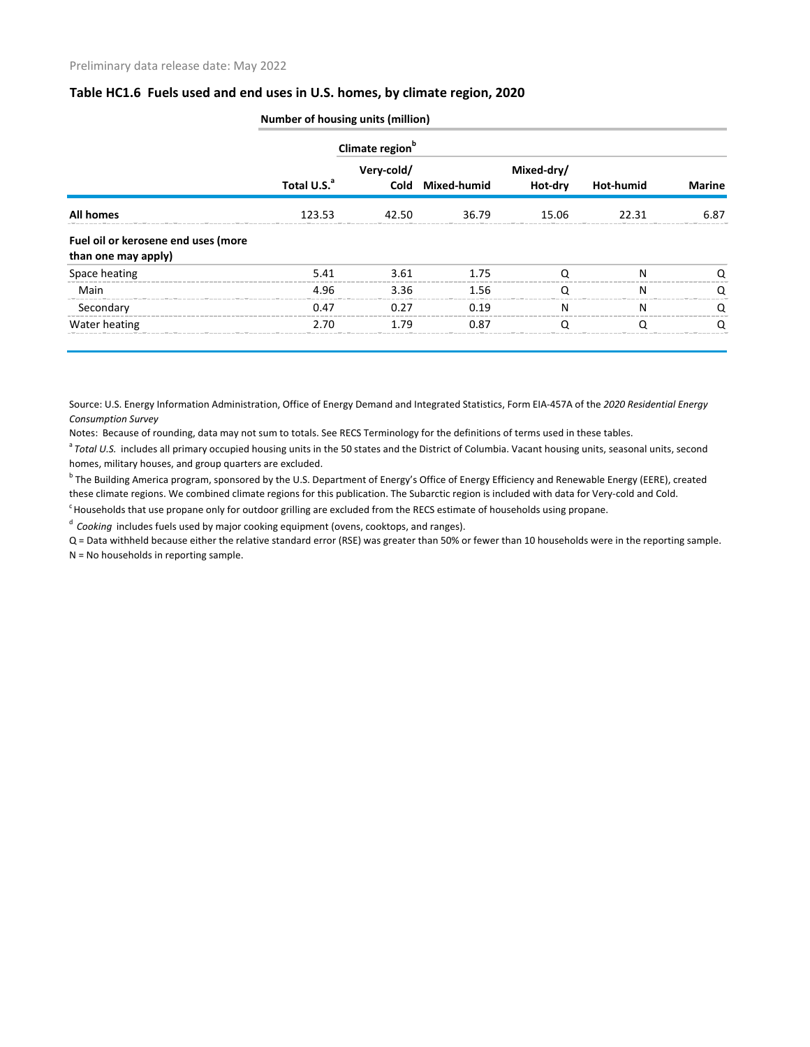Preliminary data release date: May 2022

## Table HC1.6 Fuels used and end uses in U.S. homes, by climate region, 2020

| | Number of housing units (million) | | | | | |
|---|---|---|---|---|---|---|
| | | Climate region[b] | | | | |
| | Total U.S.[a] | Very-cold/ Cold | Mixed-humid | Mixed-dry/ Hot-dry | Hot-humid | Marine |
| **All homes** | 123.53 | 42.50 | 36.79 | 15.06 | 22.31 | 6.87 |
| **Fuel oil or kerosene end uses (more than one may apply)** | | | | | | |
| Space heating | 5.41 | 3.61 | 1.75 | Q | N | Q |
| Main | 4.96 | 3.36 | 1.56 | Q | N | Q |
| Secondary | 0.47 | 0.27 | 0.19 | N | N | Q |
| Water heating | 2.70 | 1.79 | 0.87 | Q | Q | Q |

Source: U.S. Energy Information Administration, Office of Energy Demand and Integrated Statistics, Form EIA-457A of the *2020 Residential Energy Consumption Survey*

Notes: Because of rounding, data may not sum to totals. See RECS Terminology for the definitions of terms used in these tables.

[a] *Total U.S.* includes all primary occupied housing units in the 50 states and the District of Columbia. Vacant housing units, seasonal units, second homes, military houses, and group quarters are excluded.

[b] The Building America program, sponsored by the U.S. Department of Energy's Office of Energy Efficiency and Renewable Energy (EERE), created these climate regions. We combined climate regions for this publication. The Subarctic region is included with data for Very-cold and Cold.

[c] Households that use propane only for outdoor grilling are excluded from the RECS estimate of households using propane.

[d] *Cooking* includes fuels used by major cooking equipment (ovens, cooktops, and ranges).

Q = Data withheld because either the relative standard error (RSE) was greater than 50% or fewer than 10 households were in the reporting sample.

N = No households in reporting sample.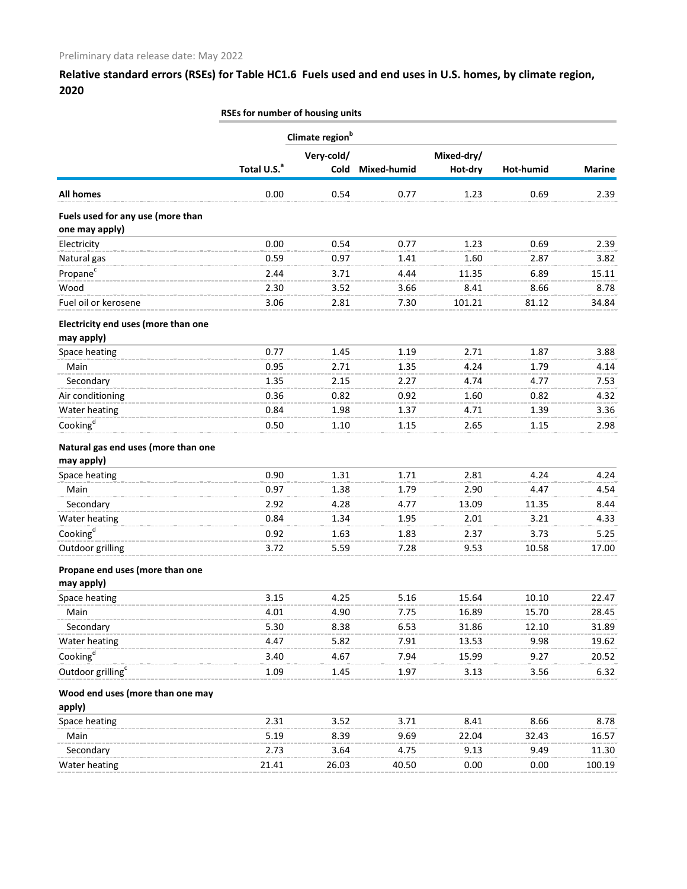Preliminary data release date: May 2022

## Relative standard errors (RSEs) for Table HC1.6 Fuels used and end uses in U.S. homes, by climate region, 2020

| | RSEs for number of housing units | | | | | |
|---|---|---|---|---|---|---|
| | | Climate region[b] | | | | |
| | Total U.S.[a] | Very-cold/ Cold | Mixed-humid | Mixed-dry/ Hot-dry | Hot-humid | Marine |
| **All homes** | 0.00 | 0.54 | 0.77 | 1.23 | 0.69 | 2.39 |
| **Fuels used for any use (more than one may apply)** | | | | | | |
| Electricity | 0.00 | 0.54 | 0.77 | 1.23 | 0.69 | 2.39 |
| Natural gas | 0.59 | 0.97 | 1.41 | 1.60 | 2.87 | 3.82 |
| Propane[c] | 2.44 | 3.71 | 4.44 | 11.35 | 6.89 | 15.11 |
| Wood | 2.30 | 3.52 | 3.66 | 8.41 | 8.66 | 8.78 |
| Fuel oil or kerosene | 3.06 | 2.81 | 7.30 | 101.21 | 81.12 | 34.84 |
| **Electricity end uses (more than one may apply)** | | | | | | |
| Space heating | 0.77 | 1.45 | 1.19 | 2.71 | 1.87 | 3.88 |
| Main | 0.95 | 2.71 | 1.35 | 4.24 | 1.79 | 4.14 |
| Secondary | 1.35 | 2.15 | 2.27 | 4.74 | 4.77 | 7.53 |
| Air conditioning | 0.36 | 0.82 | 0.92 | 1.60 | 0.82 | 4.32 |
| Water heating | 0.84 | 1.98 | 1.37 | 4.71 | 1.39 | 3.36 |
| Cooking[d] | 0.50 | 1.10 | 1.15 | 2.65 | 1.15 | 2.98 |
| **Natural gas end uses (more than one may apply)** | | | | | | |
| Space heating | 0.90 | 1.31 | 1.71 | 2.81 | 4.24 | 4.24 |
| Main | 0.97 | 1.38 | 1.79 | 2.90 | 4.47 | 4.54 |
| Secondary | 2.92 | 4.28 | 4.77 | 13.09 | 11.35 | 8.44 |
| Water heating | 0.84 | 1.34 | 1.95 | 2.01 | 3.21 | 4.33 |
| Cooking[d] | 0.92 | 1.63 | 1.83 | 2.37 | 3.73 | 5.25 |
| Outdoor grilling | 3.72 | 5.59 | 7.28 | 9.53 | 10.58 | 17.00 |
| **Propane end uses (more than one may apply)** | | | | | | |
| Space heating | 3.15 | 4.25 | 5.16 | 15.64 | 10.10 | 22.47 |
| Main | 4.01 | 4.90 | 7.75 | 16.89 | 15.70 | 28.45 |
| Secondary | 5.30 | 8.38 | 6.53 | 31.86 | 12.10 | 31.89 |
| Water heating | 4.47 | 5.82 | 7.91 | 13.53 | 9.98 | 19.62 |
| Cooking[d] | 3.40 | 4.67 | 7.94 | 15.99 | 9.27 | 20.52 |
| Outdoor grilling[c] | 1.09 | 1.45 | 1.97 | 3.13 | 3.56 | 6.32 |
| **Wood end uses (more than one may apply)** | | | | | | |
| Space heating | 2.31 | 3.52 | 3.71 | 8.41 | 8.66 | 8.78 |
| Main | 5.19 | 8.39 | 9.69 | 22.04 | 32.43 | 16.57 |
| Secondary | 2.73 | 3.64 | 4.75 | 9.13 | 9.49 | 11.30 |
| Water heating | 21.41 | 26.03 | 40.50 | 0.00 | 0.00 | 100.19 |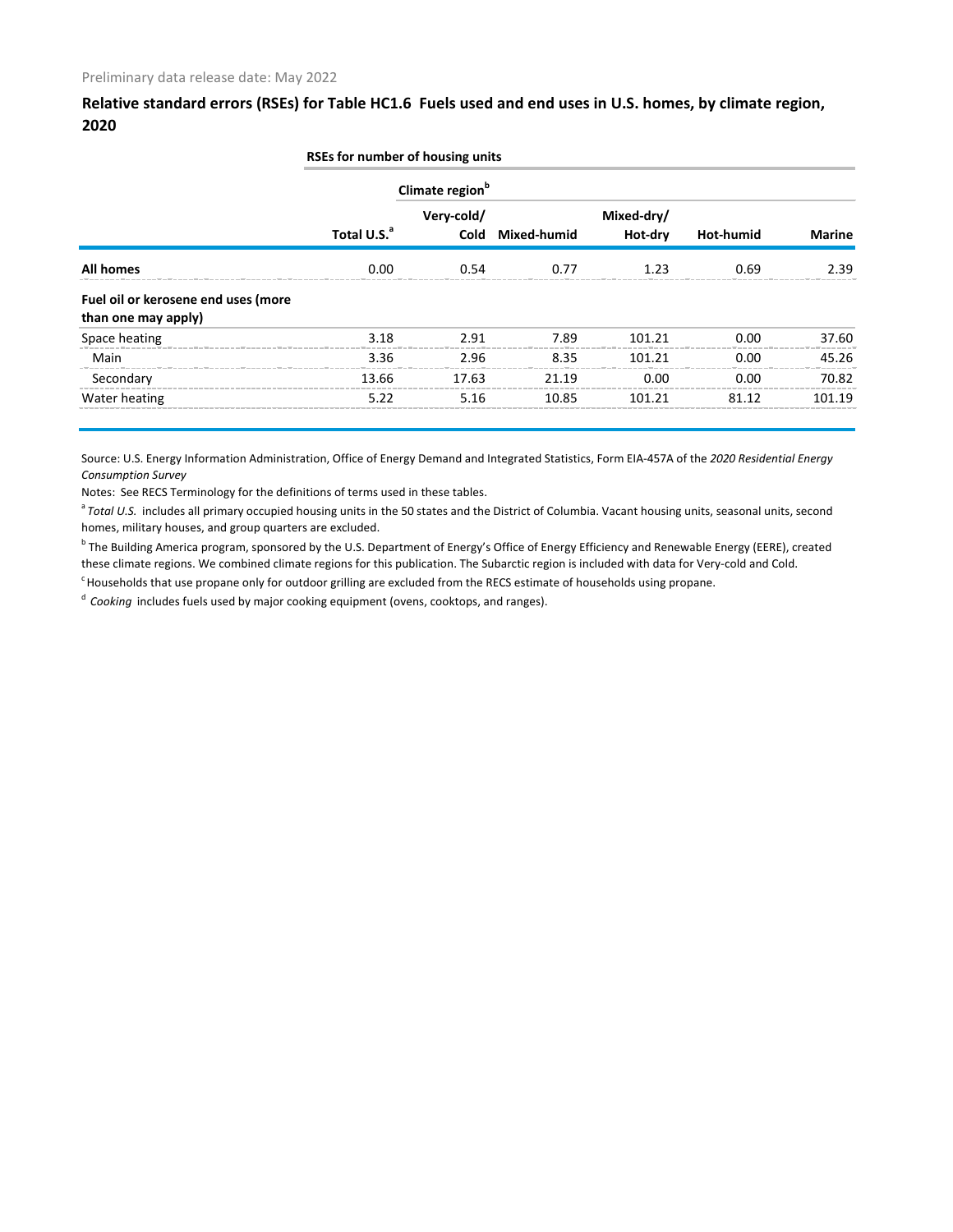Preliminary data release date: May 2022

## Relative standard errors (RSEs) for Table HC1.6 Fuels used and end uses in U.S. homes, by climate region, 2020

| | RSEs for number of housing units | | | | | |
|---|---|---|---|---|---|---|
| | | Climate region[b] | | | | |
| | Total U.S.[a] | Very-cold/ Cold | Mixed-humid | Mixed-dry/ Hot-dry | Hot-humid | Marine |
| **All homes** | 0.00 | 0.54 | 0.77 | 1.23 | 0.69 | 2.39 |
| **Fuel oil or kerosene end uses (more than one may apply)** | | | | | | |
| Space heating | 3.18 | 2.91 | 7.89 | 101.21 | 0.00 | 37.60 |
| Main | 3.36 | 2.96 | 8.35 | 101.21 | 0.00 | 45.26 |
| Secondary | 13.66 | 17.63 | 21.19 | 0.00 | 0.00 | 70.82 |
| Water heating | 5.22 | 5.16 | 10.85 | 101.21 | 81.12 | 101.19 |

Source: U.S. Energy Information Administration, Office of Energy Demand and Integrated Statistics, Form EIA-457A of the *2020 Residential Energy Consumption Survey*

Notes: See RECS Terminology for the definitions of terms used in these tables.

[a] *Total U.S.* includes all primary occupied housing units in the 50 states and the District of Columbia. Vacant housing units, seasonal units, second homes, military houses, and group quarters are excluded.

[b] The Building America program, sponsored by the U.S. Department of Energy's Office of Energy Efficiency and Renewable Energy (EERE), created these climate regions. We combined climate regions for this publication. The Subarctic region is included with data for Very-cold and Cold.

[c] Households that use propane only for outdoor grilling are excluded from the RECS estimate of households using propane.

[d] *Cooking* includes fuels used by major cooking equipment (ovens, cooktops, and ranges).